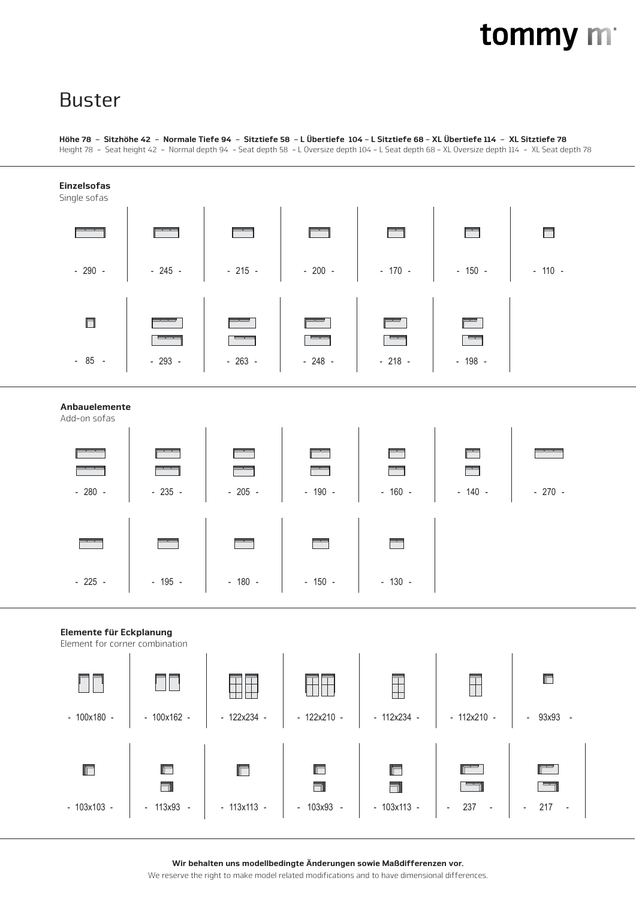# Buster

**Höhe 78 – Sitzhöhe 42 – Normale Tiefe 94 – Sitztiefe 58 – L Übertiefe 104 – L Sitztiefe 68 – XL Übertiefe 114 – XL Sitztiefe 78**
Height 78 - Seat height 42 - Normal depth 94 - Seat depth 58 - L Oversize depth 104 - L Seat depth 68 - XL Oversize depth 114 - XL Seat depth 78

## Einzelsofas
Single sofas

- 290 -
- 245 -
- 215 -
- 200 -
- 170 -
- 150 -
- 110 -
- 85 -
- 293 -
- 263 -
- 248 -
- 218 -
- 198 -

## Anbauelemente
Add-on sofas

- 280 -
- 235 -
- 205 -
- 190 -
- 160 -
- 140 -
- 270 -
- 225 -
- 195 -
- 180 -
- 150 -
- 130 -

## Elemente für Eckplanung
Element for corner combination

- 100x180 -
- 100x162 -
- 122x234 -
- 122x210 -
- 112x234 -
- 112x210 -
- 93x93 -
- 103x103 -
- 113x93 -
- 113x113 -
- 103x93 -
- 103x113 -
- 237 -
- 217 -

**Wir behalten uns modellbedingte Änderungen sowie Maßdifferenzen vor.**
We reserve the right to make model related modifications and to have dimensional differences.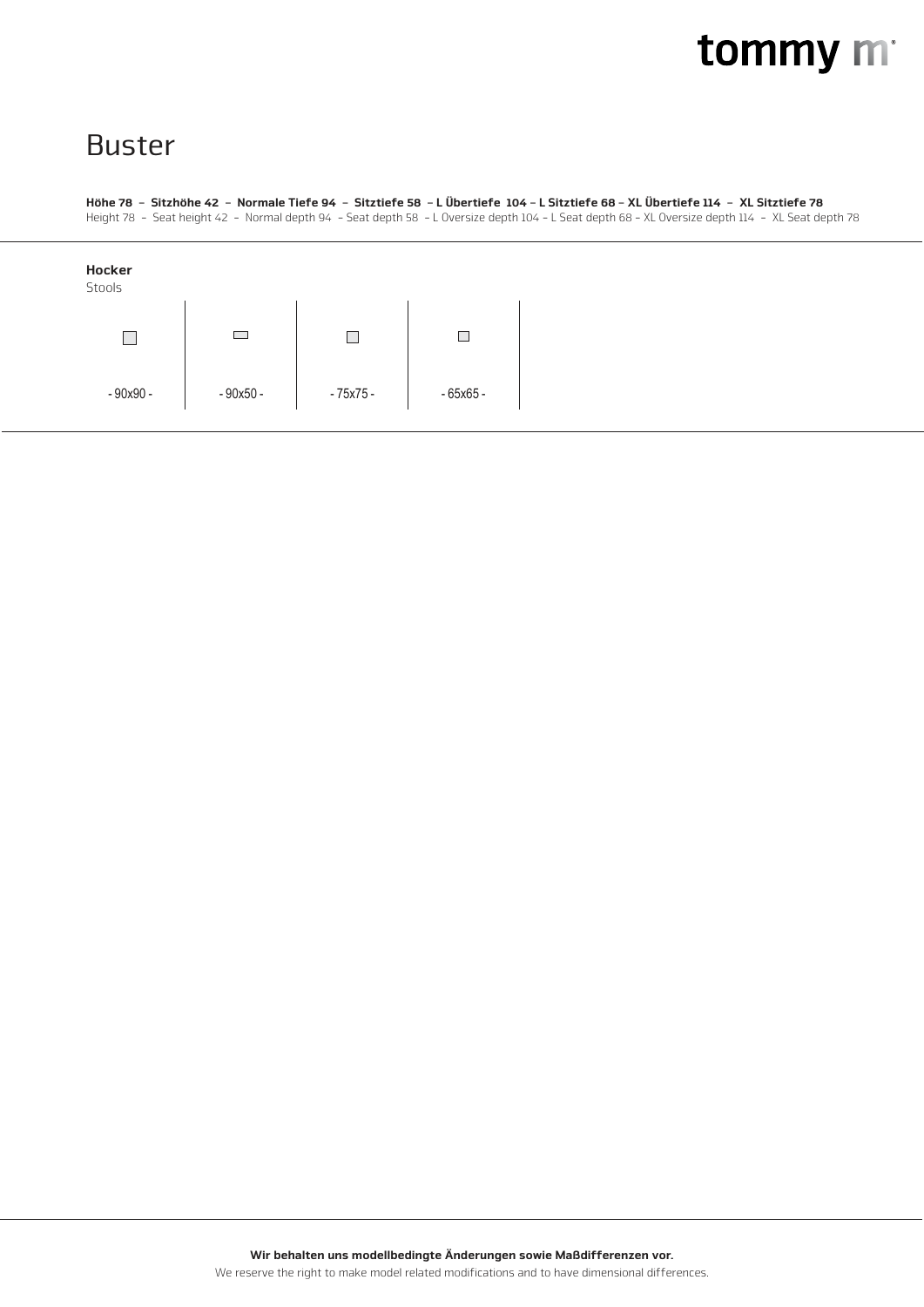# Buster

**Höhe 78 – Sitzhöhe 42 – Normale Tiefe 94 – Sitztiefe 58 – L Übertiefe 104 – L Sitztiefe 68 – XL Übertiefe 114 – XL Sitztiefe 78**
Height 78 - Seat height 42 - Normal depth 94 - Seat depth 58 - L Oversize depth 104 - L Seat depth 68 - XL Oversize depth 114 - XL Seat depth 78

**Hocker**
Stools

| | | | |
|---|---|---|---|
| - 90x90 - | - 90x50 - | - 75x75 - | - 65x65 - |

**Wir behalten uns modellbedingte Änderungen sowie Maßdifferenzen vor.**
We reserve the right to make model related modifications and to have dimensional differences.